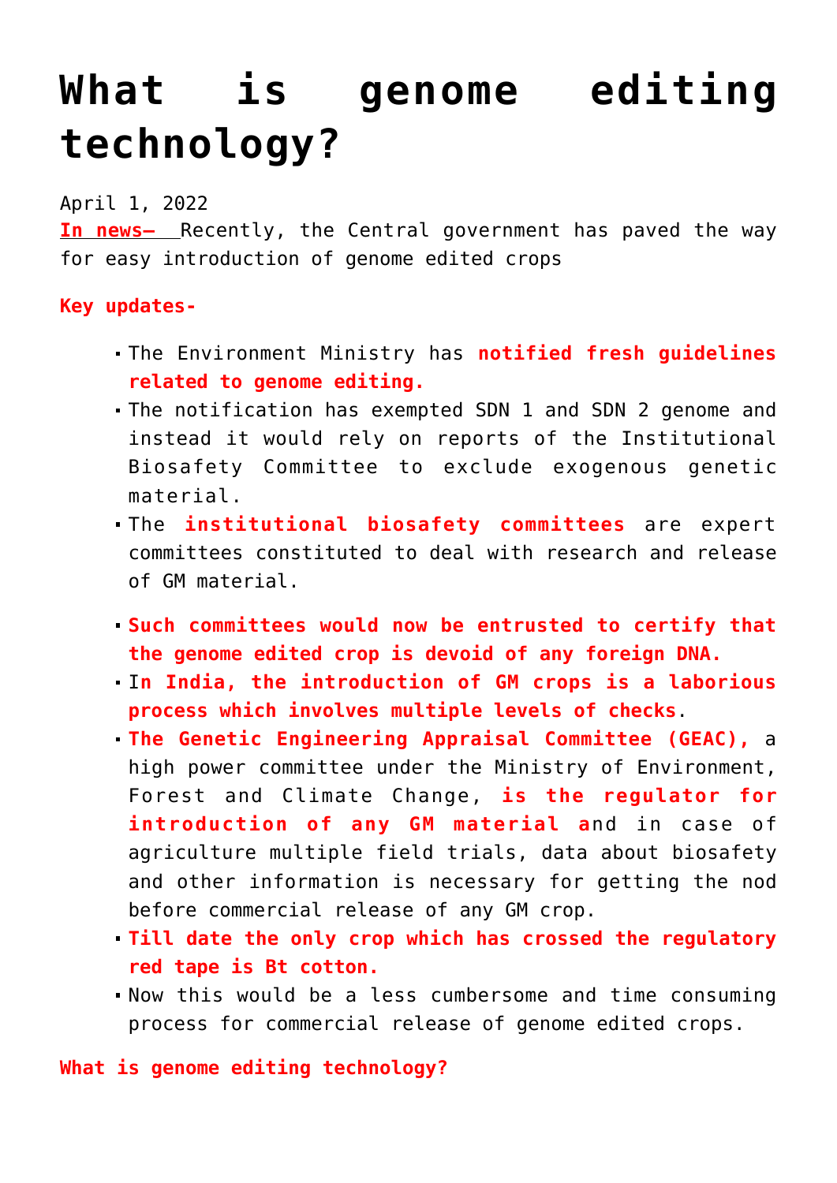# What is genome editing technology?

April 1, 2022

**In news–** Recently, the Central government has paved the way for easy introduction of genome edited crops

**Key updates-**

- The Environment Ministry has **notified fresh guidelines related to genome editing.**
- The notification has exempted SDN 1 and SDN 2 genome and instead it would rely on reports of the Institutional Biosafety Committee to exclude exogenous genetic material.
- The **institutional biosafety committees** are expert committees constituted to deal with research and release of GM material.
- **Such committees would now be entrusted to certify that the genome edited crop is devoid of any foreign DNA.**
- I**n India, the introduction of GM crops is a laborious process which involves multiple levels of checks**.
- **The Genetic Engineering Appraisal Committee (GEAC),** a high power committee under the Ministry of Environment, Forest and Climate Change, **is the regulator for introduction of any GM material a**nd in case of agriculture multiple field trials, data about biosafety and other information is necessary for getting the nod before commercial release of any GM crop.
- **Till date the only crop which has crossed the regulatory red tape is Bt cotton.**
- Now this would be a less cumbersome and time consuming process for commercial release of genome edited crops.

**What is genome editing technology?**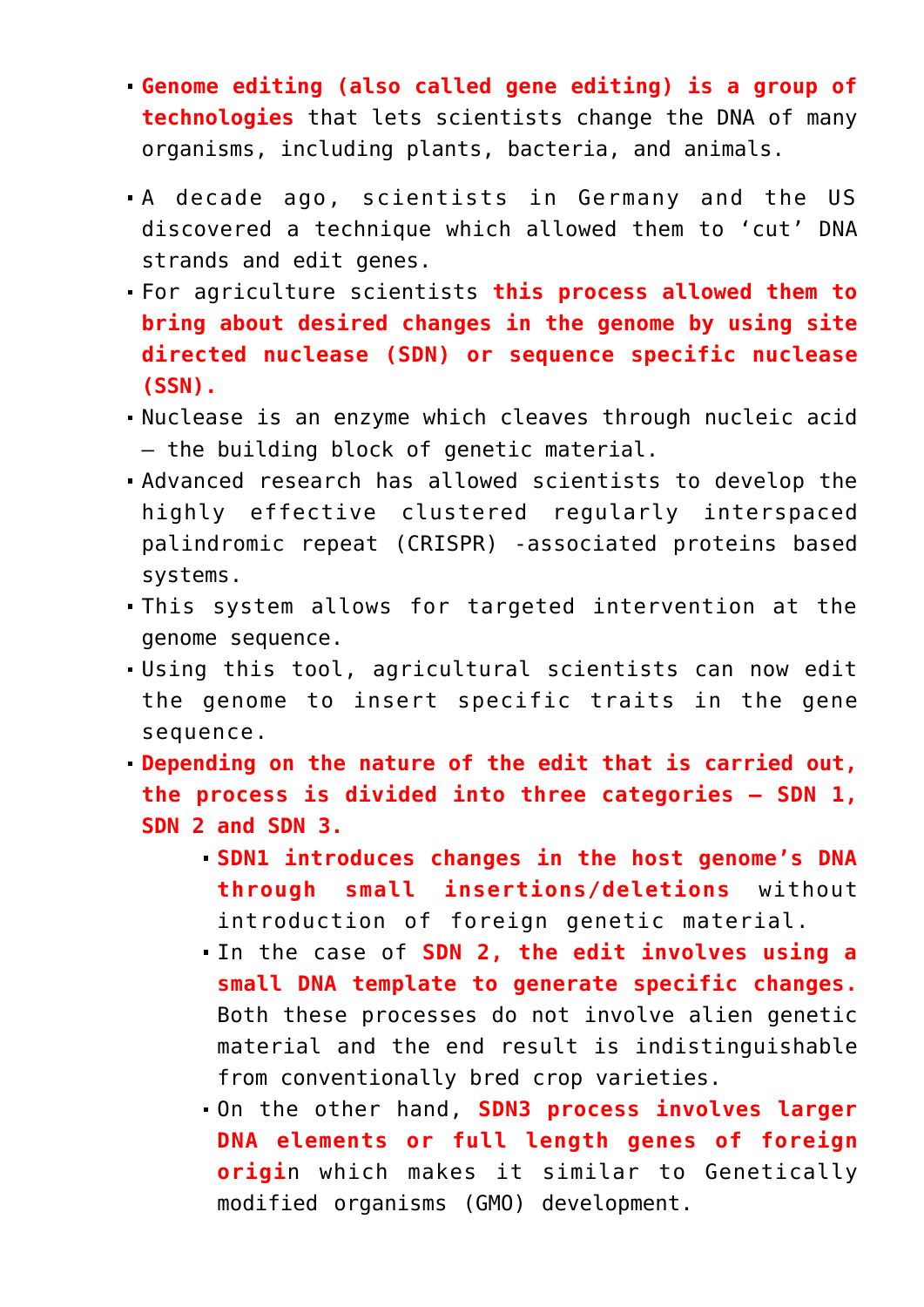- **Genome editing (also called gene editing) is a group of technologies** that lets scientists change the DNA of many organisms, including plants, bacteria, and animals.
- A decade ago, scientists in Germany and the US discovered a technique which allowed them to 'cut' DNA strands and edit genes.
- For agriculture scientists **this process allowed them to bring about desired changes in the genome by using site directed nuclease (SDN) or sequence specific nuclease (SSN).**
- Nuclease is an enzyme which cleaves through nucleic acid – the building block of genetic material.
- Advanced research has allowed scientists to develop the highly effective clustered regularly interspaced palindromic repeat (CRISPR) -associated proteins based systems.
- This system allows for targeted intervention at the genome sequence.
- Using this tool, agricultural scientists can now edit the genome to insert specific traits in the gene sequence.
- **Depending on the nature of the edit that is carried out, the process is divided into three categories – SDN 1, SDN 2 and SDN 3.**
    - **SDN1 introduces changes in the host genome's DNA through small insertions/deletions** without introduction of foreign genetic material.
    - In the case of **SDN 2, the edit involves using a small DNA template to generate specific changes.** Both these processes do not involve alien genetic material and the end result is indistinguishable from conventionally bred crop varieties.
    - On the other hand, **SDN3 process involves larger DNA elements or full length genes of foreign origi**n which makes it similar to Genetically modified organisms (GMO) development.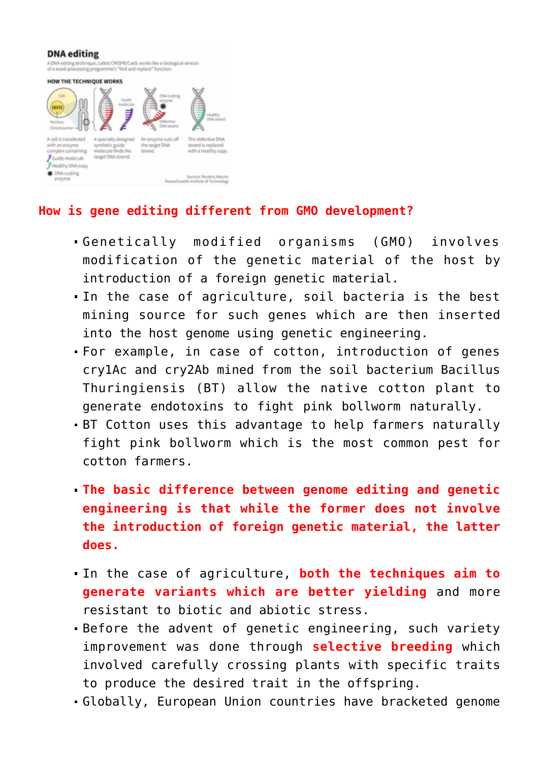## How is gene editing different from GMO development?

- Genetically modified organisms (GMO) involves modification of the genetic material of the host by introduction of a foreign genetic material.
- In the case of agriculture, soil bacteria is the best mining source for such genes which are then inserted into the host genome using genetic engineering.
- For example, in case of cotton, introduction of genes cry1Ac and cry2Ab mined from the soil bacterium Bacillus Thuringiensis (BT) allow the native cotton plant to generate endotoxins to fight pink bollworm naturally.
- BT Cotton uses this advantage to help farmers naturally fight pink bollworm which is the most common pest for cotton farmers.

- **The basic difference between genome editing and genetic engineering is that while the former does not involve the introduction of foreign genetic material, the latter does.**

- In the case of agriculture, **both the techniques aim to generate variants which are better yielding** and more resistant to biotic and abiotic stress.
- Before the advent of genetic engineering, such variety improvement was done through **selective breeding** which involved carefully crossing plants with specific traits to produce the desired trait in the offspring.
- Globally, European Union countries have bracketed genome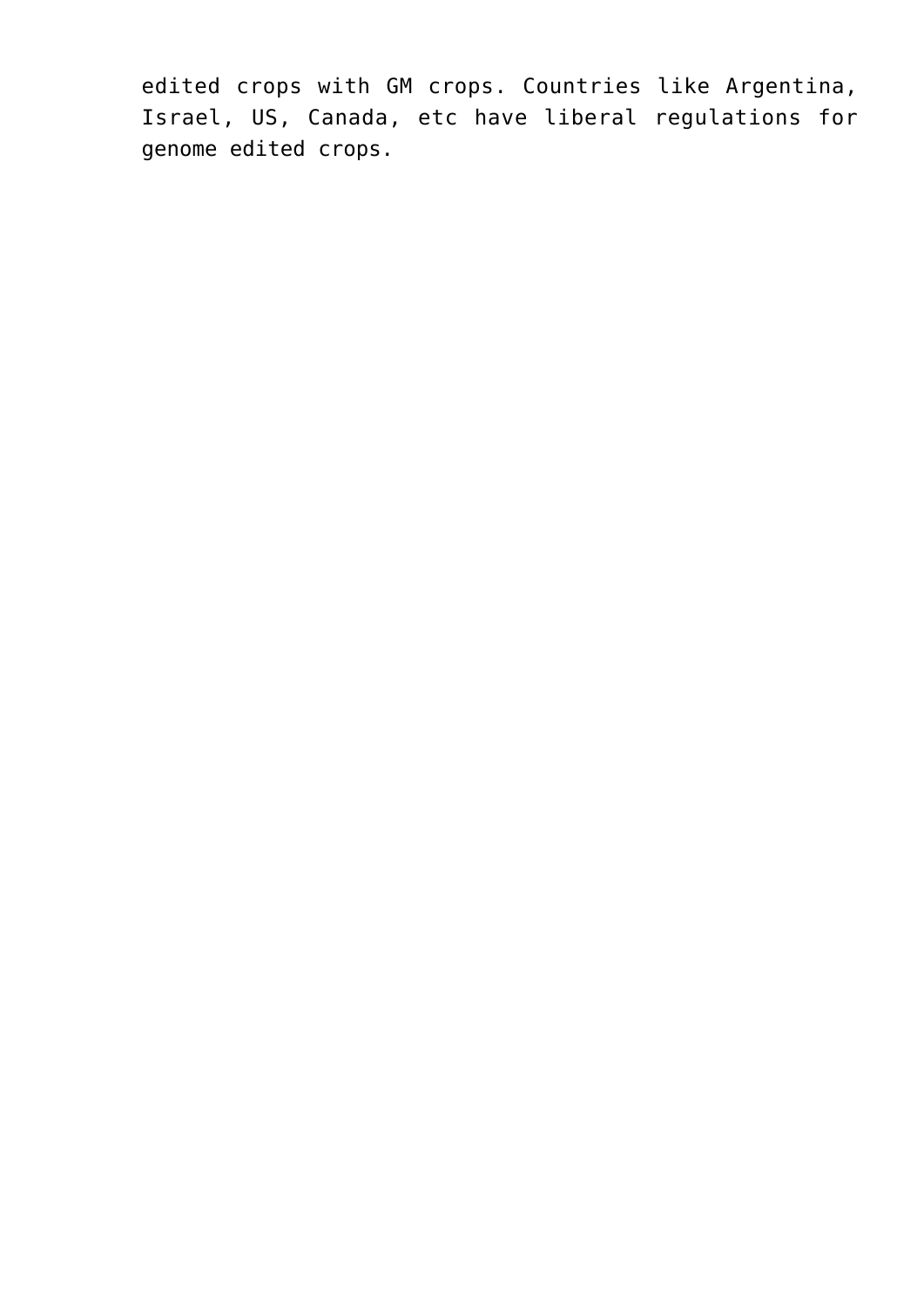edited crops with GM crops. Countries like Argentina, Israel, US, Canada, etc have liberal regulations for genome edited crops.